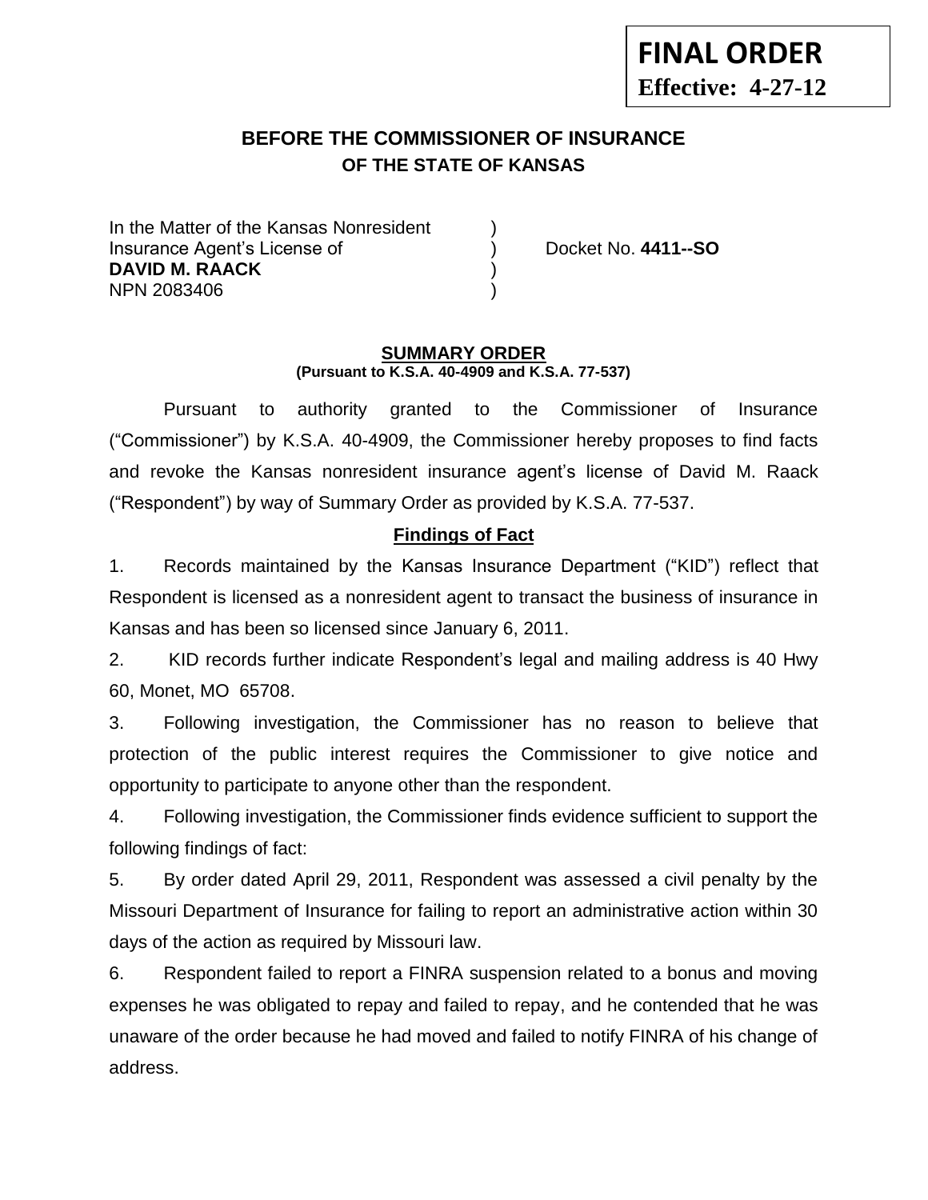**FINAL ORDER**
**Effective: 4-27-12**

# BEFORE THE COMMISSIONER OF INSURANCE
## OF THE STATE OF KANSAS

In the Matter of the Kansas Nonresident )
Insurance Agent's License of ) Docket No. **4411--SO**
**DAVID M. RAACK** )
NPN 2083406 )

**SUMMARY ORDER**
**(Pursuant to K.S.A. 40-4909 and K.S.A. 77-537)**

Pursuant to authority granted to the Commissioner of Insurance ("Commissioner") by K.S.A. 40-4909, the Commissioner hereby proposes to find facts and revoke the Kansas nonresident insurance agent's license of David M. Raack ("Respondent") by way of Summary Order as provided by K.S.A. 77-537.

**Findings of Fact**

1. Records maintained by the Kansas Insurance Department ("KID") reflect that Respondent is licensed as a nonresident agent to transact the business of insurance in Kansas and has been so licensed since January 6, 2011.

2. KID records further indicate Respondent's legal and mailing address is 40 Hwy 60, Monet, MO 65708.

3. Following investigation, the Commissioner has no reason to believe that protection of the public interest requires the Commissioner to give notice and opportunity to participate to anyone other than the respondent.

4. Following investigation, the Commissioner finds evidence sufficient to support the following findings of fact:

5. By order dated April 29, 2011, Respondent was assessed a civil penalty by the Missouri Department of Insurance for failing to report an administrative action within 30 days of the action as required by Missouri law.

6. Respondent failed to report a FINRA suspension related to a bonus and moving expenses he was obligated to repay and failed to repay, and he contended that he was unaware of the order because he had moved and failed to notify FINRA of his change of address.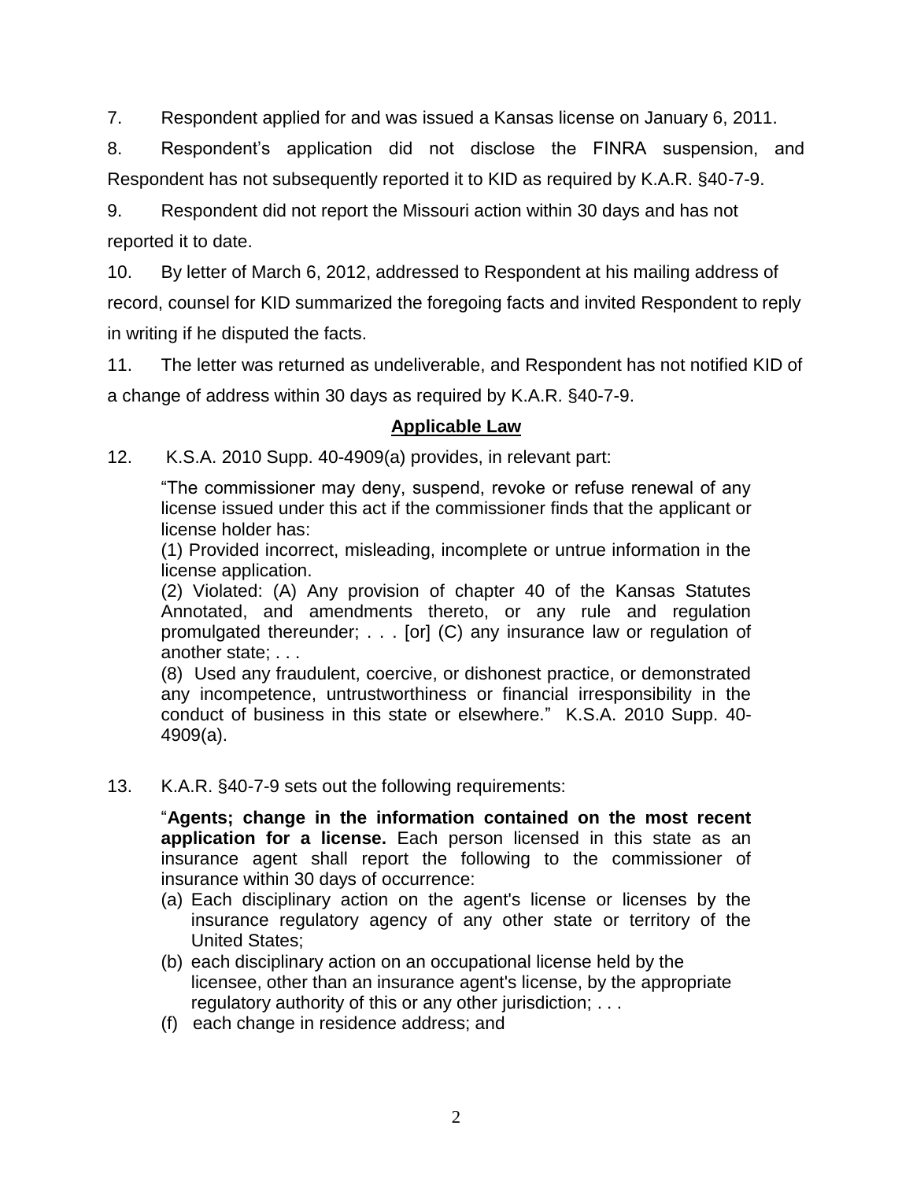7. Respondent applied for and was issued a Kansas license on January 6, 2011.

8. Respondent's application did not disclose the FINRA suspension, and Respondent has not subsequently reported it to KID as required by K.A.R. §40-7-9.

9. Respondent did not report the Missouri action within 30 days and has not reported it to date.

10. By letter of March 6, 2012, addressed to Respondent at his mailing address of record, counsel for KID summarized the foregoing facts and invited Respondent to reply in writing if he disputed the facts.

11. The letter was returned as undeliverable, and Respondent has not notified KID of a change of address within 30 days as required by K.A.R. §40-7-9.

## Applicable Law

12. K.S.A. 2010 Supp. 40-4909(a) provides, in relevant part:

> "The commissioner may deny, suspend, revoke or refuse renewal of any license issued under this act if the commissioner finds that the applicant or license holder has:
>
> (1) Provided incorrect, misleading, incomplete or untrue information in the license application.
>
> (2) Violated: (A) Any provision of chapter 40 of the Kansas Statutes Annotated, and amendments thereto, or any rule and regulation promulgated thereunder; . . . [or] (C) any insurance law or regulation of another state; . . .
>
> (8) Used any fraudulent, coercive, or dishonest practice, or demonstrated any incompetence, untrustworthiness or financial irresponsibility in the conduct of business in this state or elsewhere." K.S.A. 2010 Supp. 40-4909(a).

13. K.A.R. §40-7-9 sets out the following requirements:

> "**Agents; change in the information contained on the most recent application for a license.** Each person licensed in this state as an insurance agent shall report the following to the commissioner of insurance within 30 days of occurrence:
>
> (a) Each disciplinary action on the agent's license or licenses by the insurance regulatory agency of any other state or territory of the United States;
>
> (b) each disciplinary action on an occupational license held by the licensee, other than an insurance agent's license, by the appropriate regulatory authority of this or any other jurisdiction; . . .
>
> (f) each change in residence address; and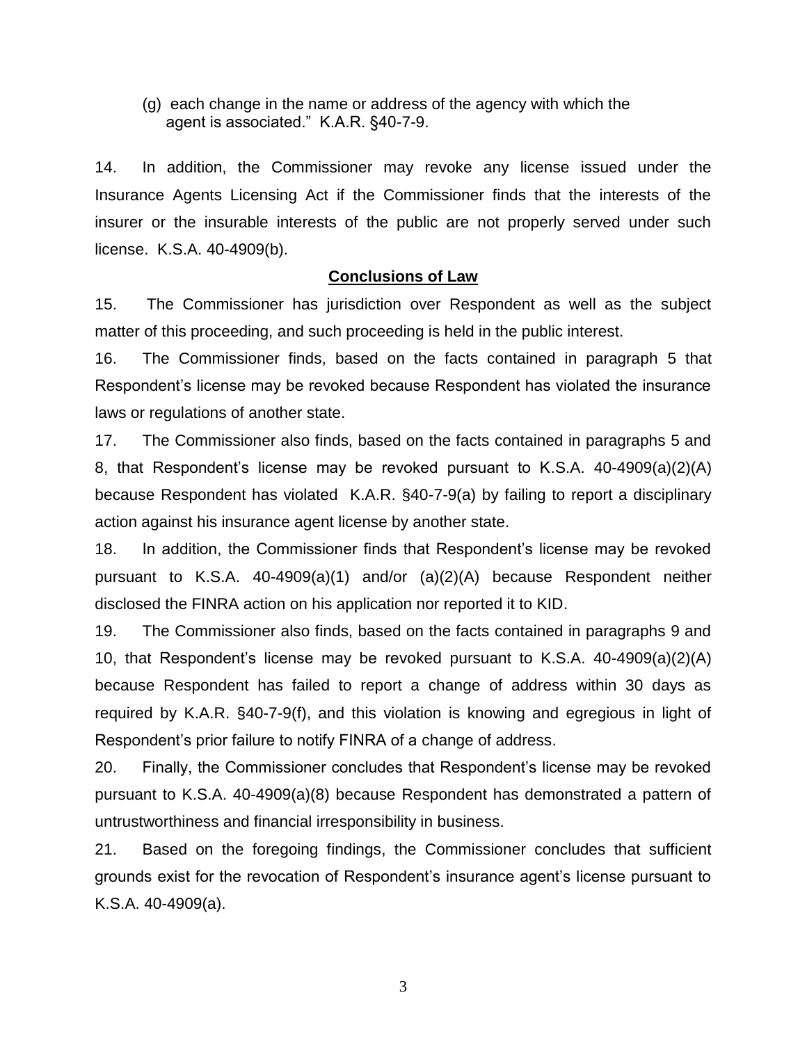(g) each change in the name or address of the agency with which the agent is associated." K.A.R. §40-7-9.

14. In addition, the Commissioner may revoke any license issued under the Insurance Agents Licensing Act if the Commissioner finds that the interests of the insurer or the insurable interests of the public are not properly served under such license. K.S.A. 40-4909(b).

## Conclusions of Law

15. The Commissioner has jurisdiction over Respondent as well as the subject matter of this proceeding, and such proceeding is held in the public interest.

16. The Commissioner finds, based on the facts contained in paragraph 5 that Respondent's license may be revoked because Respondent has violated the insurance laws or regulations of another state.

17. The Commissioner also finds, based on the facts contained in paragraphs 5 and 8, that Respondent's license may be revoked pursuant to K.S.A. 40-4909(a)(2)(A) because Respondent has violated K.A.R. §40-7-9(a) by failing to report a disciplinary action against his insurance agent license by another state.

18. In addition, the Commissioner finds that Respondent's license may be revoked pursuant to K.S.A. 40-4909(a)(1) and/or (a)(2)(A) because Respondent neither disclosed the FINRA action on his application nor reported it to KID.

19. The Commissioner also finds, based on the facts contained in paragraphs 9 and 10, that Respondent's license may be revoked pursuant to K.S.A. 40-4909(a)(2)(A) because Respondent has failed to report a change of address within 30 days as required by K.A.R. §40-7-9(f), and this violation is knowing and egregious in light of Respondent's prior failure to notify FINRA of a change of address.

20. Finally, the Commissioner concludes that Respondent's license may be revoked pursuant to K.S.A. 40-4909(a)(8) because Respondent has demonstrated a pattern of untrustworthiness and financial irresponsibility in business.

21. Based on the foregoing findings, the Commissioner concludes that sufficient grounds exist for the revocation of Respondent's insurance agent's license pursuant to K.S.A. 40-4909(a).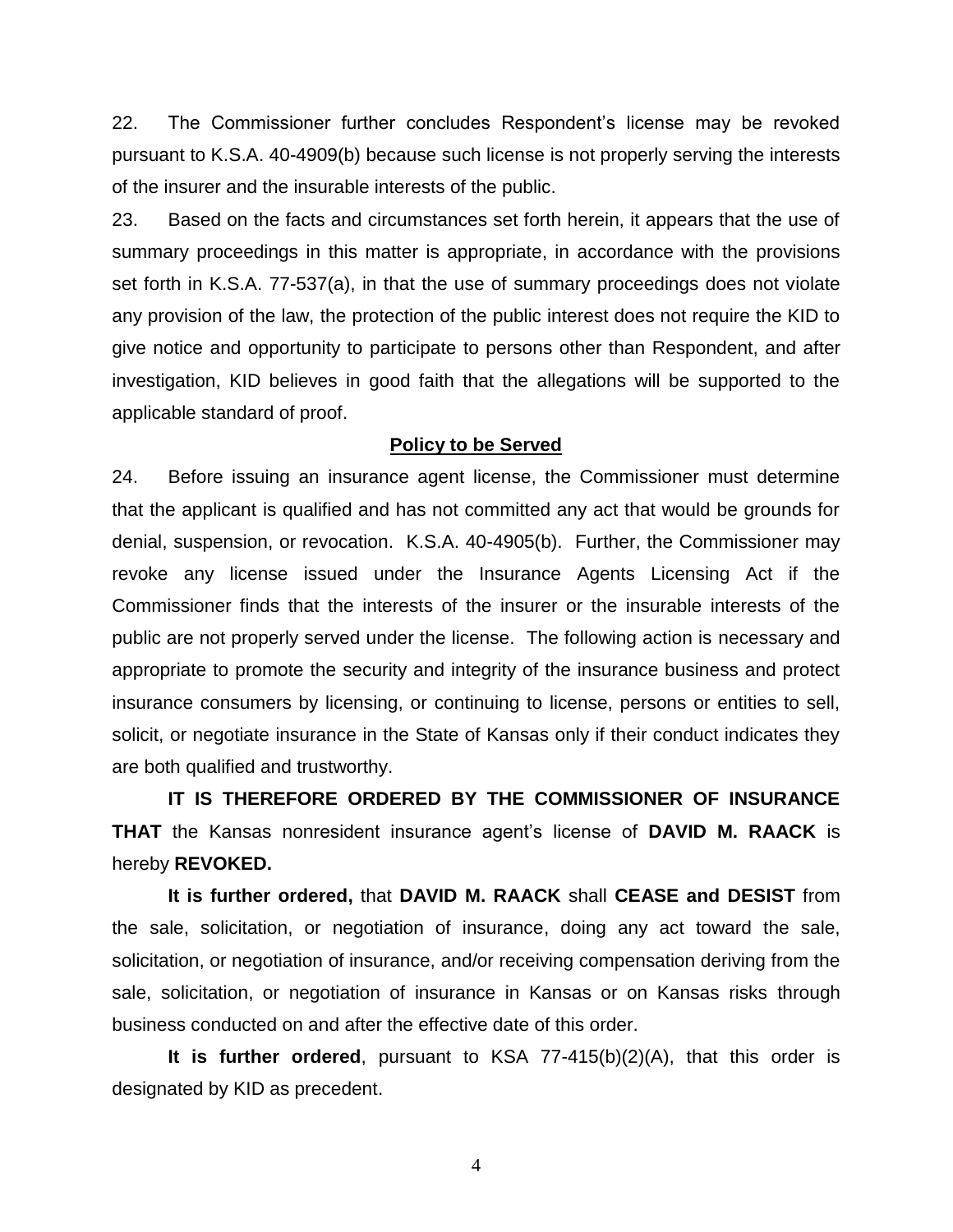22. The Commissioner further concludes Respondent's license may be revoked pursuant to K.S.A. 40-4909(b) because such license is not properly serving the interests of the insurer and the insurable interests of the public.

23. Based on the facts and circumstances set forth herein, it appears that the use of summary proceedings in this matter is appropriate, in accordance with the provisions set forth in K.S.A. 77-537(a), in that the use of summary proceedings does not violate any provision of the law, the protection of the public interest does not require the KID to give notice and opportunity to participate to persons other than Respondent, and after investigation, KID believes in good faith that the allegations will be supported to the applicable standard of proof.

**Policy to be Served**

24. Before issuing an insurance agent license, the Commissioner must determine that the applicant is qualified and has not committed any act that would be grounds for denial, suspension, or revocation. K.S.A. 40-4905(b). Further, the Commissioner may revoke any license issued under the Insurance Agents Licensing Act if the Commissioner finds that the interests of the insurer or the insurable interests of the public are not properly served under the license. The following action is necessary and appropriate to promote the security and integrity of the insurance business and protect insurance consumers by licensing, or continuing to license, persons or entities to sell, solicit, or negotiate insurance in the State of Kansas only if their conduct indicates they are both qualified and trustworthy.

**IT IS THEREFORE ORDERED BY THE COMMISSIONER OF INSURANCE THAT** the Kansas nonresident insurance agent's license of **DAVID M. RAACK** is hereby **REVOKED.**

**It is further ordered,** that **DAVID M. RAACK** shall **CEASE and DESIST** from the sale, solicitation, or negotiation of insurance, doing any act toward the sale, solicitation, or negotiation of insurance, and/or receiving compensation deriving from the sale, solicitation, or negotiation of insurance in Kansas or on Kansas risks through business conducted on and after the effective date of this order.

**It is further ordered**, pursuant to KSA 77-415(b)(2)(A), that this order is designated by KID as precedent.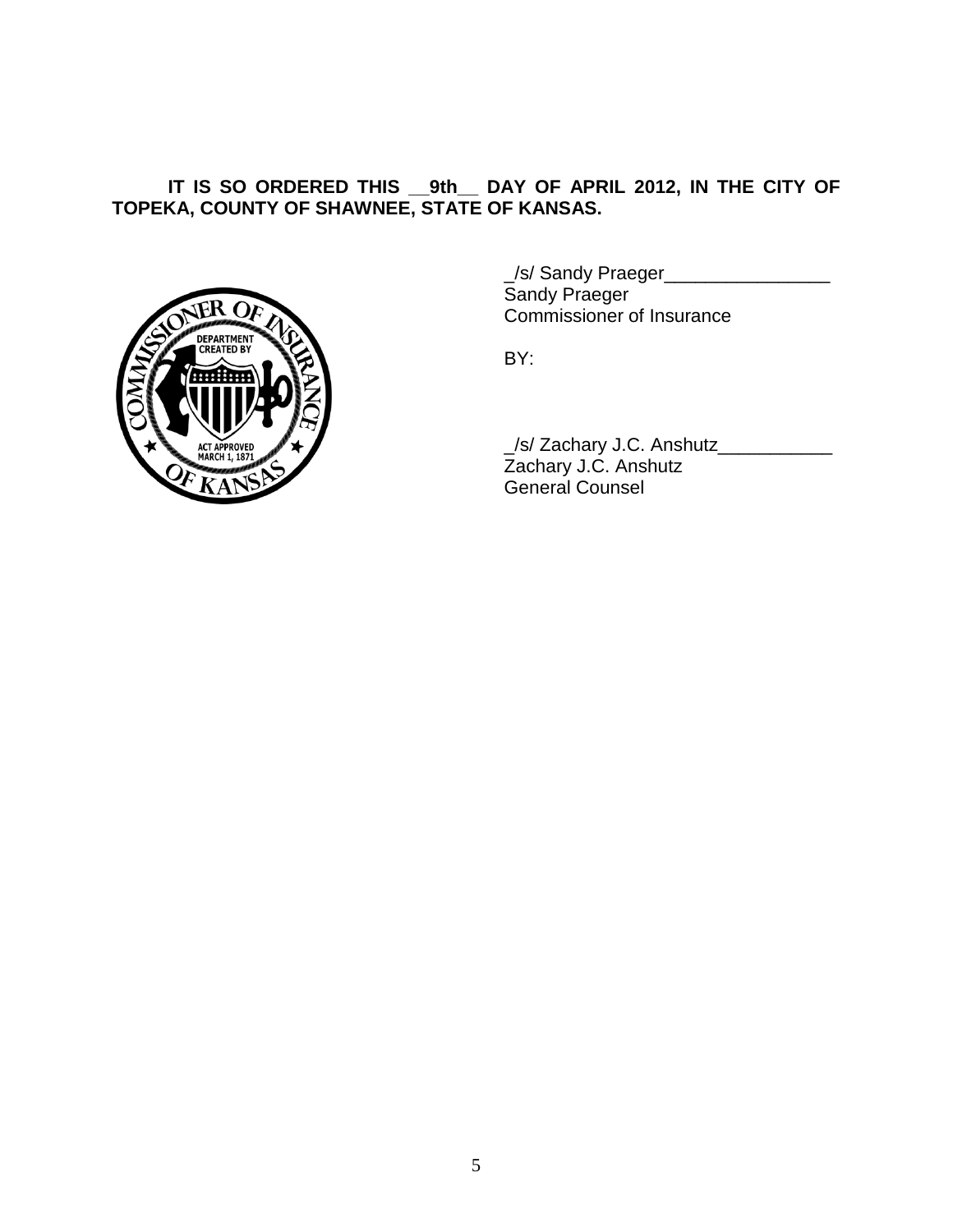**IT IS SO ORDERED THIS __9th__ DAY OF APRIL 2012, IN THE CITY OF TOPEKA, COUNTY OF SHAWNEE, STATE OF KANSAS.**

_/s/ Sandy Praeger________________
Sandy Praeger
Commissioner of Insurance

BY:

_/s/ Zachary J.C. Anshutz___________
Zachary J.C. Anshutz
General Counsel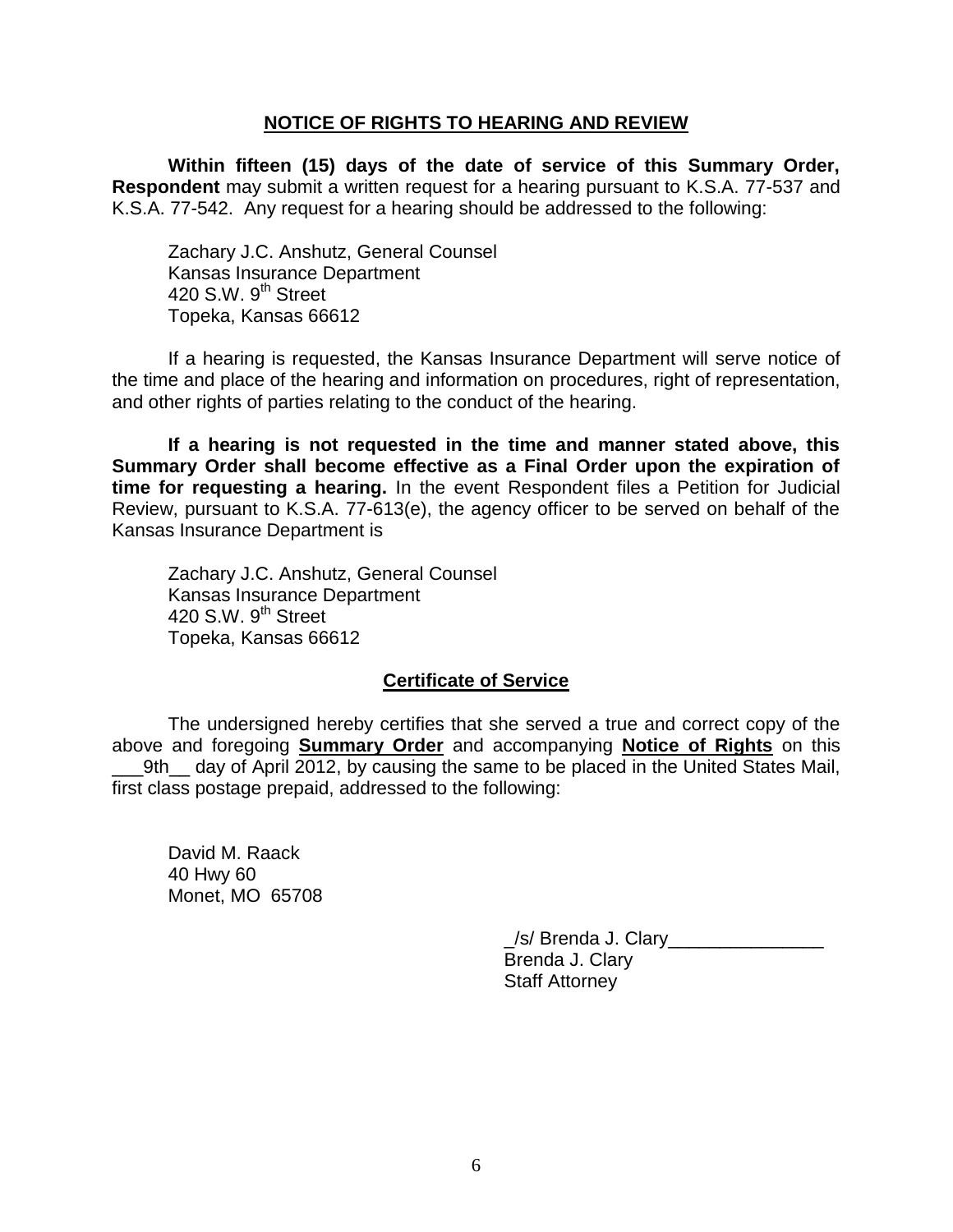## **NOTICE OF RIGHTS TO HEARING AND REVIEW**

**Within fifteen (15) days of the date of service of this Summary Order, Respondent** may submit a written request for a hearing pursuant to K.S.A. 77-537 and K.S.A. 77-542. Any request for a hearing should be addressed to the following:

Zachary J.C. Anshutz, General Counsel
Kansas Insurance Department
420 S.W. 9th Street
Topeka, Kansas 66612

If a hearing is requested, the Kansas Insurance Department will serve notice of the time and place of the hearing and information on procedures, right of representation, and other rights of parties relating to the conduct of the hearing.

**If a hearing is not requested in the time and manner stated above, this Summary Order shall become effective as a Final Order upon the expiration of time for requesting a hearing.** In the event Respondent files a Petition for Judicial Review, pursuant to K.S.A. 77-613(e), the agency officer to be served on behalf of the Kansas Insurance Department is

Zachary J.C. Anshutz, General Counsel
Kansas Insurance Department
420 S.W. 9th Street
Topeka, Kansas 66612

## **Certificate of Service**

The undersigned hereby certifies that she served a true and correct copy of the above and foregoing **Summary Order** and accompanying **Notice of Rights** on this ___9th__ day of April 2012, by causing the same to be placed in the United States Mail, first class postage prepaid, addressed to the following:

David M. Raack
40 Hwy 60
Monet, MO 65708

_/s/ Brenda J. Clary_______________
Brenda J. Clary
Staff Attorney